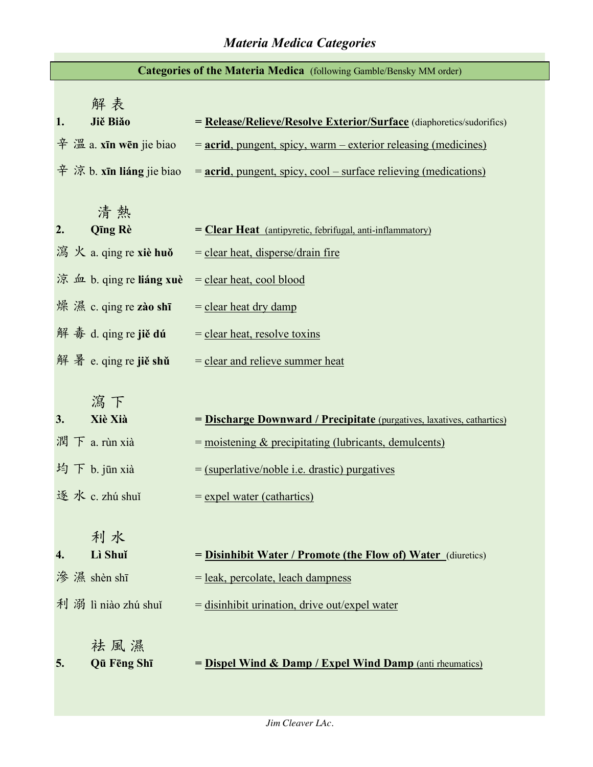# *Materia Medica Categories*

**Categories of the Materia Medica** (following Gamble/Bensky MM order)

解 表

**1. Jiě Biǎo** = **<u>Release/Relieve/Resolve Exterior/Surface</u>** (diaphoretics/sudorifics)

- 辛 溫 a. **xīn wēn** jie biao = <u>**acrid**, pungent, spicy, warm – exterior releasing (medicines)</u>
- 辛 涼 b. **xīn liáng** jie biao = <u>**acrid**, pungent, spicy, cool – surface relieving (medications)</u>

清 熱

**2. Qīng Rè** = **<u>Clear Heat</u>** <u>(antipyretic, febrifugal, anti-inflammatory)</u>

- 瀉 火 a. qing re **xiè huǒ** = <u>clear heat, disperse/drain fire</u>
- 涼 血 b. qing re **liáng xuè** = <u>clear heat, cool blood</u>
- 燥 濕 c. qing re **zào shī** = <u>clear heat dry damp</u>
- 解 毒 d. qing re **jiě dú** = <u>clear heat, resolve toxins</u>
- 解 暑 e. qing re **jiě shǔ** = <u>clear and relieve summer heat</u>

瀉 下

**3. Xiè Xià** = **<u>Discharge Downward / Precipitate</u>** <u>(purgatives, laxatives, cathartics)</u>

- 潤 下 a. rùn xià = <u>moistening & precipitating (lubricants, demulcents)</u>
- 均 下 b. jūn xià = <u>(superlative/noble i.e. drastic) purgatives</u>
- 逐 水 c. zhú shuǐ = <u>expel water (cathartics)</u>

利 水

**4. Lì Shuǐ** = **<u>Disinhibit Water / Promote (the Flow of) Water</u>** (diuretics)

- 滲 濕 shèn shī = <u>leak, percolate, leach dampness</u>
- 利 溺 lì niào zhú shuǐ = <u>disinhibit urination, drive out/expel water</u>

祛 風 濕

**5. Qū Fēng Shī** = **<u>Dispel Wind & Damp / Expel Wind Damp</u>** <u>(anti rheumatics)</u>

*Jim Cleaver LAc.*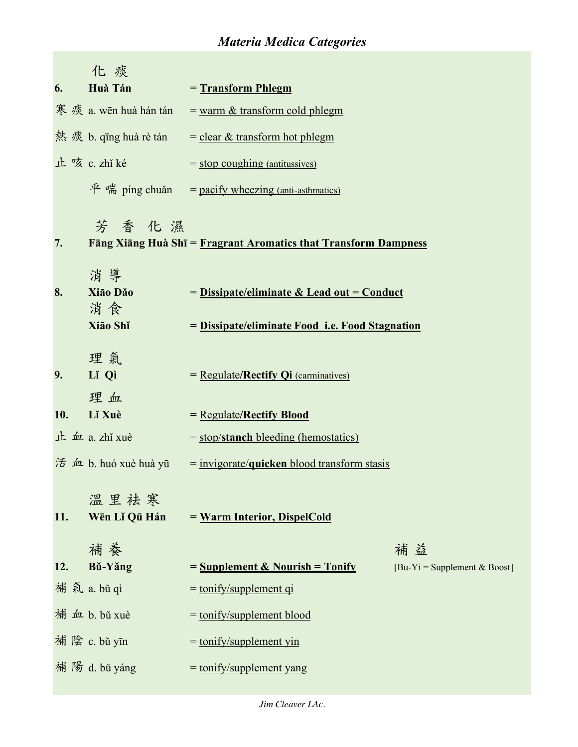# *Materia Medica Categories*

化 痰

**6. Huà Tán** = **Transform Phlegm**

- 寒 痰 a. wēn huà hán tán = warm & transform cold phlegm
- 熱 痰 b. qīng huà rè tán = clear & transform hot phlegm
- 止 咳 c. zhǐ ké = stop coughing (antitussives)
- 平 喘 píng chuǎn = pacify wheezing (anti-asthmatics)

芳 香 化 濕

**7. Fāng Xiāng Huà Shī** = **Fragrant Aromatics that Transform Dampness**

消 導

**8. Xiāo Dǎo** = **Dissipate/eliminate & Lead out = Conduct**

消 食

**Xiāo Shǐ** = **Dissipate/eliminate Food i.e. Food Stagnation**

理 氣

**9. Lǐ Qì** = Regulate/**Rectify Qi** (carminatives)

理 血

**10. Lǐ Xuè** = Regulate/**Rectify Blood**

- 止 血 a. zhǐ xuè = stop/**stanch** bleeding (hemostatics)
- 活 血 b. huó xuè huà yū = invigorate/**quicken** blood transform stasis

溫 里 祛 寒

**11. Wēn Lǐ Qū Hán** = **Warm Interior, DispelCold**

補 養

**12. Bǔ-Yǎng** = **Supplement & Nourish = Tonify**

補 益 [Bu-Yi = Supplement & Boost]

- 補 氣 a. bǔ qì = tonify/supplement qi
- 補 血 b. bǔ xuè = tonify/supplement blood
- 補 陰 c. bǔ yīn = tonify/supplement yin
- 補 陽 d. bǔ yáng = tonify/supplement yang

*Jim Cleaver LAc.*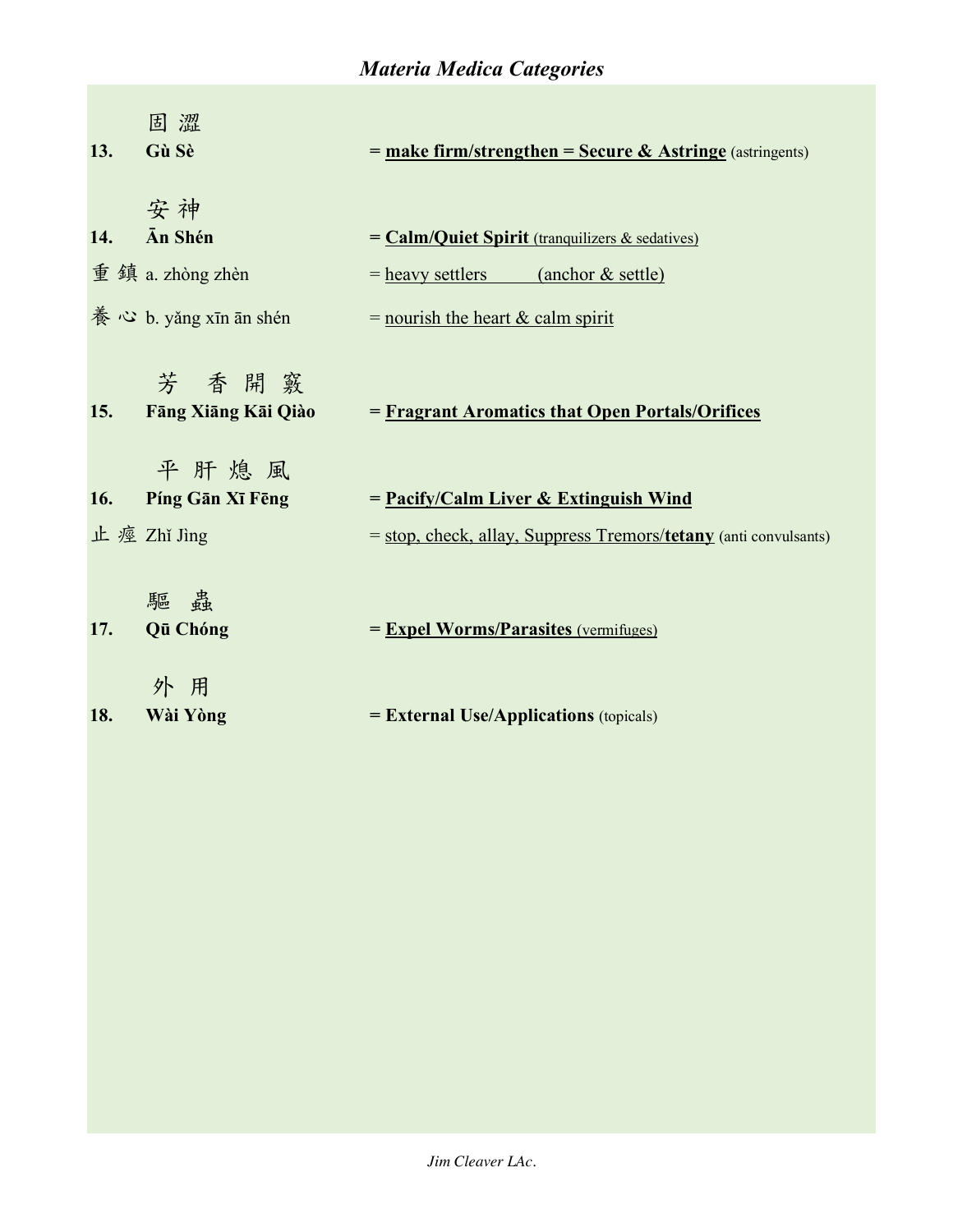*Materia Medica Categories*

固 澀
**13. Gù Sè** = **make firm/strengthen = Secure & Astringe** (astringents)

安 神
**14. Ān Shén** = **Calm/Quiet Spirit** (tranquilizers & sedatives)

重 鎮 a. zhòng zhèn = heavy settlers (anchor & settle)

養 心 b. yǎng xīn ān shén = nourish the heart & calm spirit

芳 香 開 竅
**15. Fāng Xiāng Kāi Qiào** = **Fragrant Aromatics that Open Portals/Orifices**

平 肝 熄 風
**16. Píng Gān Xī Fēng** = **Pacify/Calm Liver & Extinguish Wind**

止 痙 Zhǐ Jìng = stop, check, allay, Suppress Tremors/**tetany** (anti convulsants)

驅 蟲
**17. Qū Chóng** = **Expel Worms/Parasites** (vermifuges)

外 用
**18. Wài Yòng** = **External Use/Applications** (topicals)

*Jim Cleaver LAc.*